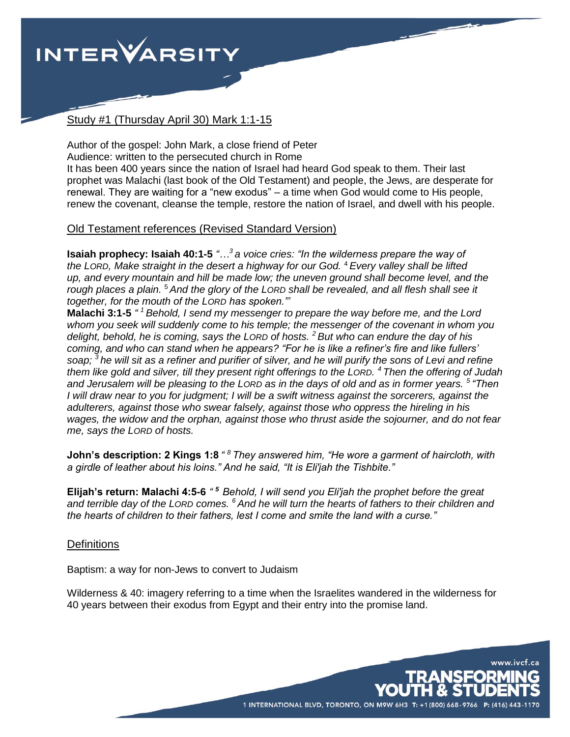## Study #1 (Thursday April 30) Mark 1:1-15

Author of the gospel: John Mark, a close friend of Peter

Audience: written to the persecuted church in Rome

It has been 400 years since the nation of Israel had heard God speak to them. Their last prophet was Malachi (last book of the Old Testament) and people, the Jews, are desperate for renewal. They are waiting for a "new exodus" – a time when God would come to His people, renew the covenant, cleanse the temple, restore the nation of Israel, and dwell with his people.

## Old Testament references (Revised Standard Version)

**Isaiah prophecy: Isaiah 40:1-5** *"…[3] a voice cries: "In the wilderness prepare the way of the LORD, Make straight in the desert a highway for our God. [4] Every valley shall be lifted up, and every mountain and hill be made low; the uneven ground shall become level, and the rough places a plain. [5] And the glory of the LORD shall be revealed, and all flesh shall see it together, for the mouth of the LORD has spoken.""*

**Malachi 3:1-5** *" [1] Behold, I send my messenger to prepare the way before me, and the Lord whom you seek will suddenly come to his temple; the messenger of the covenant in whom you delight, behold, he is coming, says the LORD of hosts. [2] But who can endure the day of his coming, and who can stand when he appears? "For he is like a refiner's fire and like fullers' soap; [3] he will sit as a refiner and purifier of silver, and he will purify the sons of Levi and refine them like gold and silver, till they present right offerings to the LORD. [4] Then the offering of Judah and Jerusalem will be pleasing to the LORD as in the days of old and as in former years. [5] "Then I will draw near to you for judgment; I will be a swift witness against the sorcerers, against the adulterers, against those who swear falsely, against those who oppress the hireling in his wages, the widow and the orphan, against those who thrust aside the sojourner, and do not fear me, says the LORD of hosts.*

**John's description: 2 Kings 1:8** *" [8] They answered him, "He wore a garment of haircloth, with a girdle of leather about his loins." And he said, "It is Eli'jah the Tishbite."*

**Elijah's return: Malachi 4:5-6** *" **[5]** Behold, I will send you Eli'jah the prophet before the great and terrible day of the LORD comes. [6] And he will turn the hearts of fathers to their children and the hearts of children to their fathers, lest I come and smite the land with a curse."*

## Definitions

Baptism: a way for non-Jews to convert to Judaism

Wilderness & 40: imagery referring to a time when the Israelites wandered in the wilderness for 40 years between their exodus from Egypt and their entry into the promise land.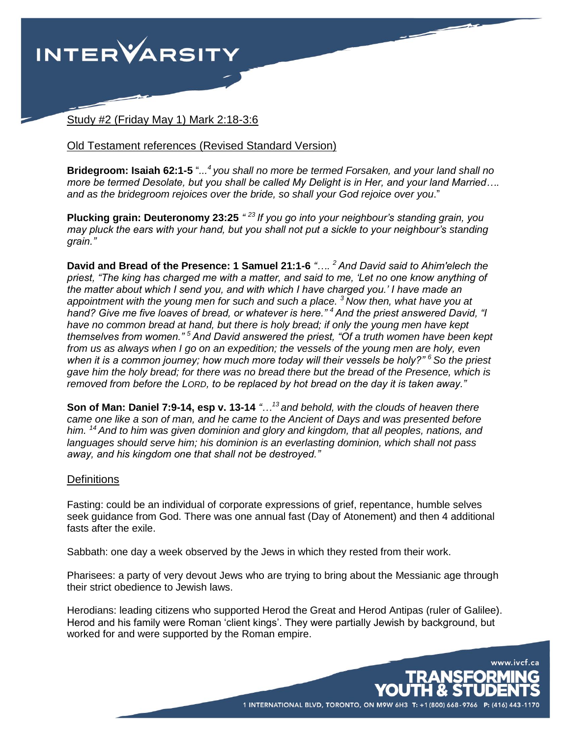Study #2 (Friday May 1) Mark 2:18-3:6

Old Testament references (Revised Standard Version)

**Bridegroom: Isaiah 62:1-5** "*...[4] you shall no more be termed Forsaken, and your land shall no more be termed Desolate, but you shall be called My Delight is in Her, and your land Married…. and as the bridegroom rejoices over the bride, so shall your God rejoice over you*."

**Plucking grain: Deuteronomy 23:25** *" [23] If you go into your neighbour's standing grain, you may pluck the ears with your hand, but you shall not put a sickle to your neighbour's standing grain."*

**David and Bread of the Presence: 1 Samuel 21:1-6** *"…. [2] And David said to Ahim'elech the priest, "The king has charged me with a matter, and said to me, 'Let no one know anything of the matter about which I send you, and with which I have charged you.' I have made an appointment with the young men for such and such a place. [3] Now then, what have you at hand? Give me five loaves of bread, or whatever is here." [4] And the priest answered David, "I have no common bread at hand, but there is holy bread; if only the young men have kept themselves from women." [5] And David answered the priest, "Of a truth women have been kept from us as always when I go on an expedition; the vessels of the young men are holy, even when it is a common journey; how much more today will their vessels be holy?" [6] So the priest gave him the holy bread; for there was no bread there but the bread of the Presence, which is removed from before the LORD, to be replaced by hot bread on the day it is taken away."*

**Son of Man: Daniel 7:9-14, esp v. 13-14** *"…[13] and behold, with the clouds of heaven there came one like a son of man, and he came to the Ancient of Days and was presented before him. [14] And to him was given dominion and glory and kingdom, that all peoples, nations, and languages should serve him; his dominion is an everlasting dominion, which shall not pass away, and his kingdom one that shall not be destroyed."*

Definitions

Fasting: could be an individual of corporate expressions of grief, repentance, humble selves seek guidance from God. There was one annual fast (Day of Atonement) and then 4 additional fasts after the exile.

Sabbath: one day a week observed by the Jews in which they rested from their work.

Pharisees: a party of very devout Jews who are trying to bring about the Messianic age through their strict obedience to Jewish laws.

Herodians: leading citizens who supported Herod the Great and Herod Antipas (ruler of Galilee). Herod and his family were Roman 'client kings'. They were partially Jewish by background, but worked for and were supported by the Roman empire.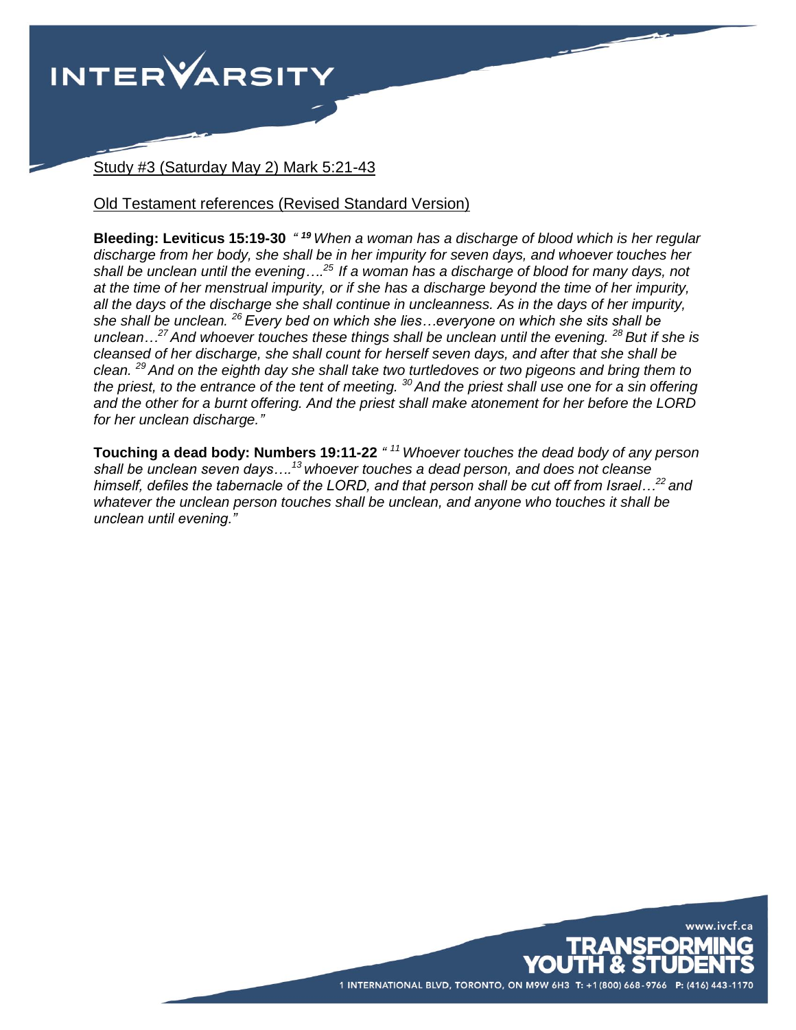Study #3 (Saturday May 2) Mark 5:21-43

Old Testament references (Revised Standard Version)

**Bleeding: Leviticus 15:19-30** *" [19] When a woman has a discharge of blood which is her regular discharge from her body, she shall be in her impurity for seven days, and whoever touches her shall be unclean until the evening….[25] If a woman has a discharge of blood for many days, not at the time of her menstrual impurity, or if she has a discharge beyond the time of her impurity, all the days of the discharge she shall continue in uncleanness. As in the days of her impurity, she shall be unclean. [26] Every bed on which she lies…everyone on which she sits shall be unclean…[27] And whoever touches these things shall be unclean until the evening. [28] But if she is cleansed of her discharge, she shall count for herself seven days, and after that she shall be clean. [29] And on the eighth day she shall take two turtledoves or two pigeons and bring them to the priest, to the entrance of the tent of meeting. [30] And the priest shall use one for a sin offering and the other for a burnt offering. And the priest shall make atonement for her before the LORD for her unclean discharge."*

**Touching a dead body: Numbers 19:11-22** *" [11] Whoever touches the dead body of any person shall be unclean seven days….[13] whoever touches a dead person, and does not cleanse himself, defiles the tabernacle of the LORD, and that person shall be cut off from Israel…[22] and whatever the unclean person touches shall be unclean, and anyone who touches it shall be unclean until evening."*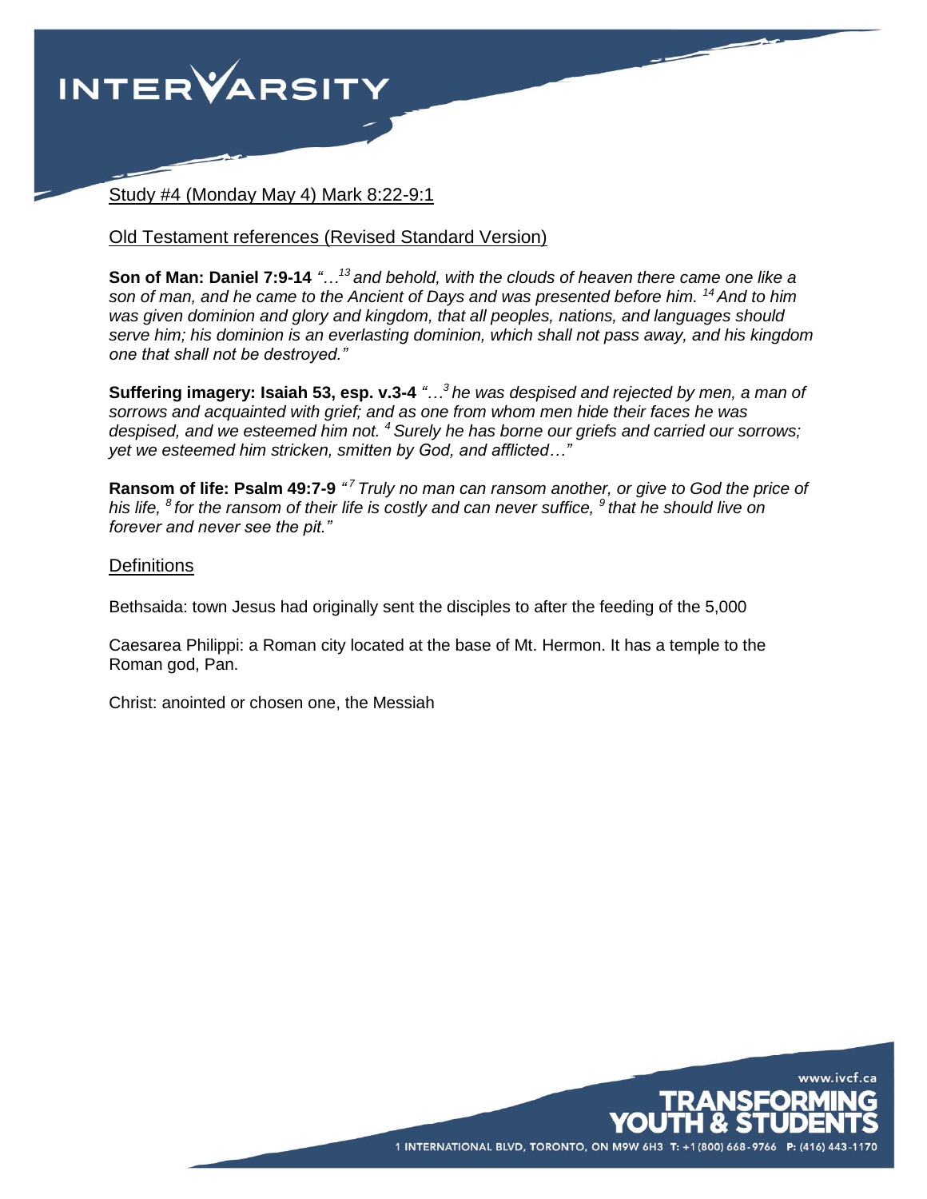Study #4 (Monday May 4) Mark 8:22-9:1

Old Testament references (Revised Standard Version)

**Son of Man: Daniel 7:9-14** *"…[13] and behold, with the clouds of heaven there came one like a son of man, and he came to the Ancient of Days and was presented before him. [14] And to him was given dominion and glory and kingdom, that all peoples, nations, and languages should serve him; his dominion is an everlasting dominion, which shall not pass away, and his kingdom one that shall not be destroyed."*

**Suffering imagery: Isaiah 53, esp. v.3-4** *"…[3] he was despised and rejected by men, a man of sorrows and acquainted with grief; and as one from whom men hide their faces he was despised, and we esteemed him not. [4] Surely he has borne our griefs and carried our sorrows; yet we esteemed him stricken, smitten by God, and afflicted…"*

**Ransom of life: Psalm 49:7-9** *"[7] Truly no man can ransom another, or give to God the price of his life, [8] for the ransom of their life is costly and can never suffice, [9] that he should live on forever and never see the pit."*

Definitions

Bethsaida: town Jesus had originally sent the disciples to after the feeding of the 5,000

Caesarea Philippi: a Roman city located at the base of Mt. Hermon. It has a temple to the Roman god, Pan.

Christ: anointed or chosen one, the Messiah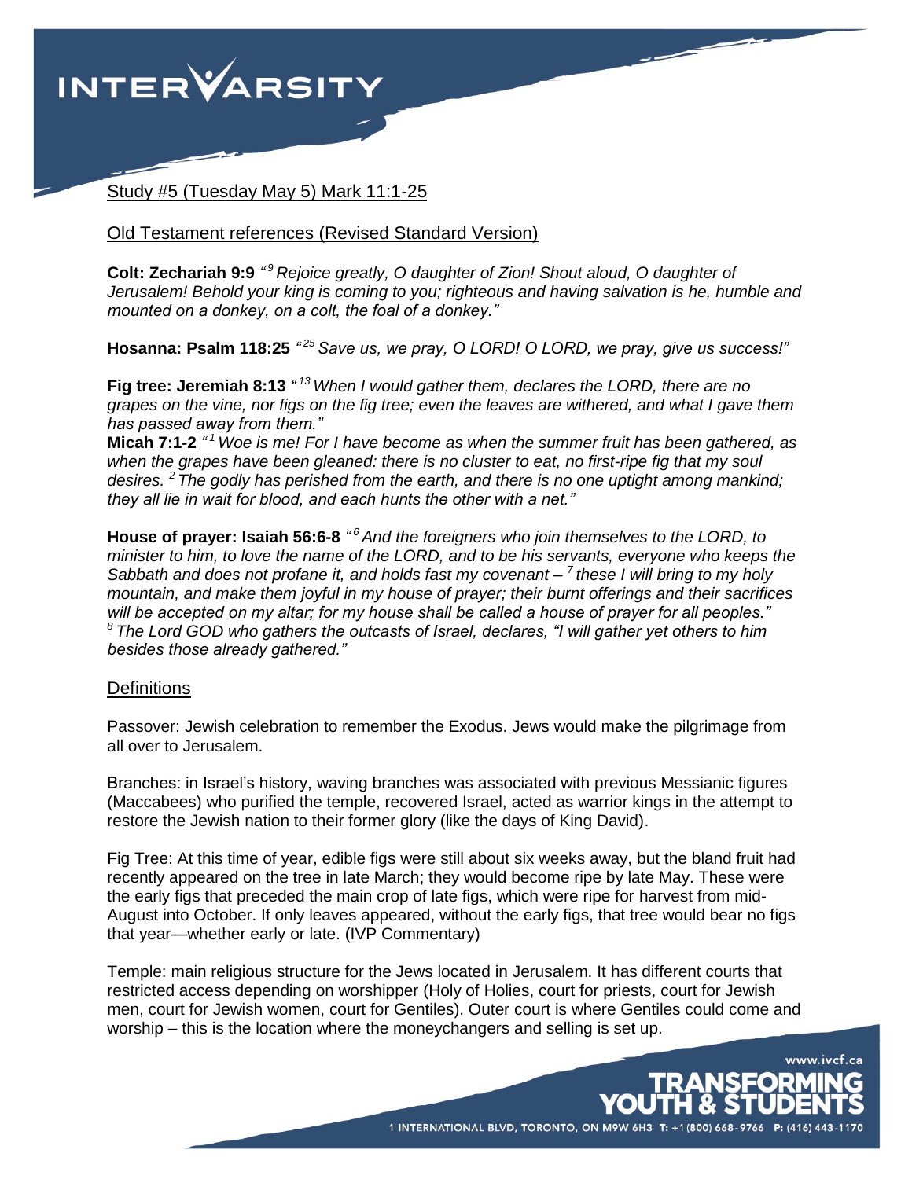Study #5 (Tuesday May 5) Mark 11:1-25

Old Testament references (Revised Standard Version)

**Colt: Zechariah 9:9** *"[9] Rejoice greatly, O daughter of Zion! Shout aloud, O daughter of Jerusalem! Behold your king is coming to you; righteous and having salvation is he, humble and mounted on a donkey, on a colt, the foal of a donkey."*

**Hosanna: Psalm 118:25** *"[25] Save us, we pray, O LORD! O LORD, we pray, give us success!"*

**Fig tree: Jeremiah 8:13** *"[13] When I would gather them, declares the LORD, there are no grapes on the vine, nor figs on the fig tree; even the leaves are withered, and what I gave them has passed away from them."*
**Micah 7:1-2** *"[1] Woe is me! For I have become as when the summer fruit has been gathered, as when the grapes have been gleaned: there is no cluster to eat, no first-ripe fig that my soul desires. [2] The godly has perished from the earth, and there is no one uptight among mankind; they all lie in wait for blood, and each hunts the other with a net."*

**House of prayer: Isaiah 56:6-8** *"[6] And the foreigners who join themselves to the LORD, to minister to him, to love the name of the LORD, and to be his servants, everyone who keeps the Sabbath and does not profane it, and holds fast my covenant – [7] these I will bring to my holy mountain, and make them joyful in my house of prayer; their burnt offerings and their sacrifices will be accepted on my altar; for my house shall be called a house of prayer for all peoples." [8] The Lord GOD who gathers the outcasts of Israel, declares, "I will gather yet others to him besides those already gathered."*

Definitions

Passover: Jewish celebration to remember the Exodus. Jews would make the pilgrimage from all over to Jerusalem.

Branches: in Israel's history, waving branches was associated with previous Messianic figures (Maccabees) who purified the temple, recovered Israel, acted as warrior kings in the attempt to restore the Jewish nation to their former glory (like the days of King David).

Fig Tree: At this time of year, edible figs were still about six weeks away, but the bland fruit had recently appeared on the tree in late March; they would become ripe by late May. These were the early figs that preceded the main crop of late figs, which were ripe for harvest from mid-August into October. If only leaves appeared, without the early figs, that tree would bear no figs that year—whether early or late. (IVP Commentary)

Temple: main religious structure for the Jews located in Jerusalem. It has different courts that restricted access depending on worshipper (Holy of Holies, court for priests, court for Jewish men, court for Jewish women, court for Gentiles). Outer court is where Gentiles could come and worship – this is the location where the moneychangers and selling is set up.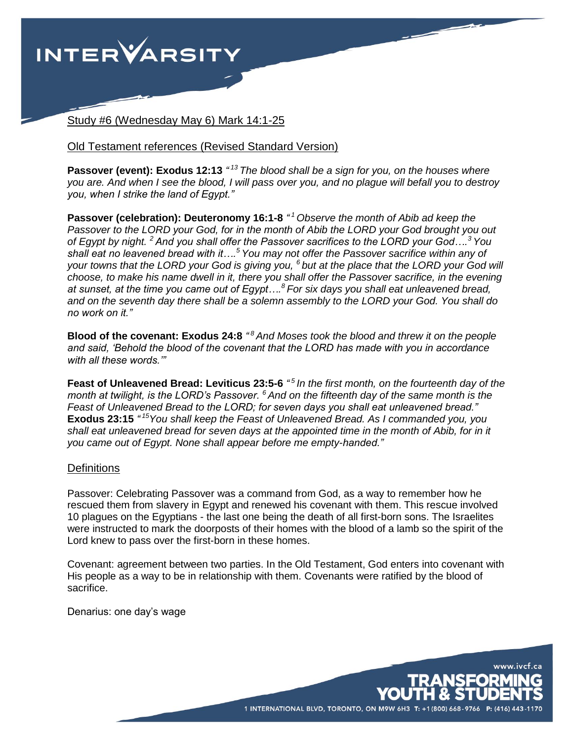Study #6 (Wednesday May 6) Mark 14:1-25

Old Testament references (Revised Standard Version)

**Passover (event): Exodus 12:13** *"[13] The blood shall be a sign for you, on the houses where you are. And when I see the blood, I will pass over you, and no plague will befall you to destroy you, when I strike the land of Egypt."*

**Passover (celebration): Deuteronomy 16:1-8** *"[1] Observe the month of Abib ad keep the Passover to the LORD your God, for in the month of Abib the LORD your God brought you out of Egypt by night. [2] And you shall offer the Passover sacrifices to the LORD your God…. [3] You shall eat no leavened bread with it…. [5] You may not offer the Passover sacrifice within any of your towns that the LORD your God is giving you, [6] but at the place that the LORD your God will choose, to make his name dwell in it, there you shall offer the Passover sacrifice, in the evening at sunset, at the time you came out of Egypt…. [8] For six days you shall eat unleavened bread, and on the seventh day there shall be a solemn assembly to the LORD your God. You shall do no work on it."*

**Blood of the covenant: Exodus 24:8** *"[8] And Moses took the blood and threw it on the people and said, 'Behold the blood of the covenant that the LORD has made with you in accordance with all these words.'"*

**Feast of Unleavened Bread: Leviticus 23:5-6** *"[5] In the first month, on the fourteenth day of the month at twilight, is the LORD's Passover. [6] And on the fifteenth day of the same month is the Feast of Unleavened Bread to the LORD; for seven days you shall eat unleavened bread."*
**Exodus 23:15** *"[15] You shall keep the Feast of Unleavened Bread. As I commanded you, you shall eat unleavened bread for seven days at the appointed time in the month of Abib, for in it you came out of Egypt. None shall appear before me empty-handed."*

Definitions

Passover: Celebrating Passover was a command from God, as a way to remember how he rescued them from slavery in Egypt and renewed his covenant with them. This rescue involved 10 plagues on the Egyptians - the last one being the death of all first-born sons. The Israelites were instructed to mark the doorposts of their homes with the blood of a lamb so the spirit of the Lord knew to pass over the first-born in these homes.

Covenant: agreement between two parties. In the Old Testament, God enters into covenant with His people as a way to be in relationship with them. Covenants were ratified by the blood of sacrifice.

Denarius: one day's wage